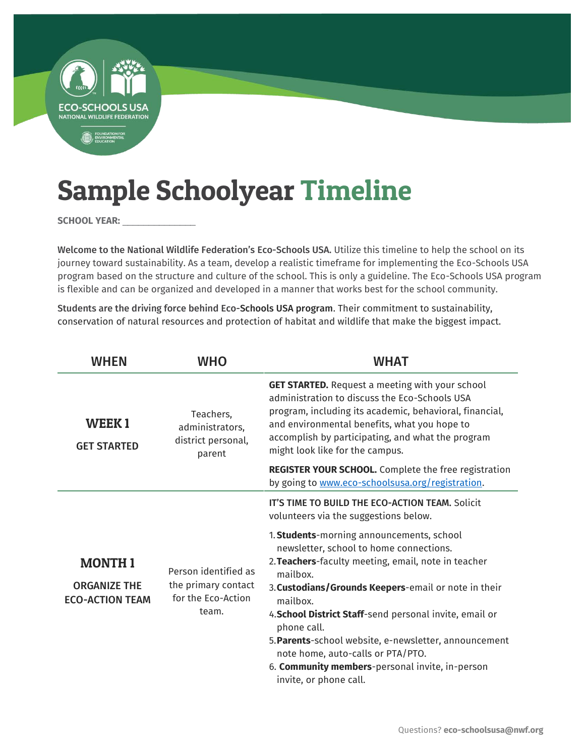# Sample Schoolyear Timeline

**SCHOOL YEAR:** _______________

**Welcome to the National Wildlife Federation's Eco-Schools USA.** Utilize this timeline to help the school on its journey toward sustainability. As a team, develop a realistic timeframe for implementing the Eco-Schools USA program based on the structure and culture of the school. This is only a guideline. The Eco-Schools USA program is flexible and can be organized and developed in a manner that works best for the school community.

**Students are the driving force behind Eco-Schools USA program**. Their commitment to sustainability, conservation of natural resources and protection of habitat and wildlife that make the biggest impact.

| WHEN | WHO | WHAT |
|---|---|---|
| **WEEK 1**<br>**GET STARTED** | Teachers, administrators, district personal, parent | **GET STARTED.** Request a meeting with your school administration to discuss the Eco-Schools USA program, including its academic, behavioral, financial, and environmental benefits, what you hope to accomplish by participating, and what the program might look like for the campus.<br><br>**REGISTER YOUR SCHOOL.** Complete the free registration by going to [www.eco-schoolsusa.org/registration](http://www.eco-schoolsusa.org/registration). |
| **MONTH 1**<br>**ORGANIZE THE ECO-ACTION TEAM** | Person identified as the primary contact for the Eco-Action team. | **IT'S TIME TO BUILD THE ECO-ACTION TEAM.** Solicit volunteers via the suggestions below.<br><br>1. **Students**-morning announcements, school newsletter, school to home connections.<br>2. **Teachers**-faculty meeting, email, note in teacher mailbox.<br>3. **Custodians/Grounds Keepers**-email or note in their mailbox.<br>4. **School District Staff**-send personal invite, email or phone call.<br>5. **Parents**-school website, e-newsletter, announcement note home, auto-calls or PTA/PTO.<br>6. **Community members**-personal invite, in-person invite, or phone call. |

Questions? **eco-schoolsusa@nwf.org**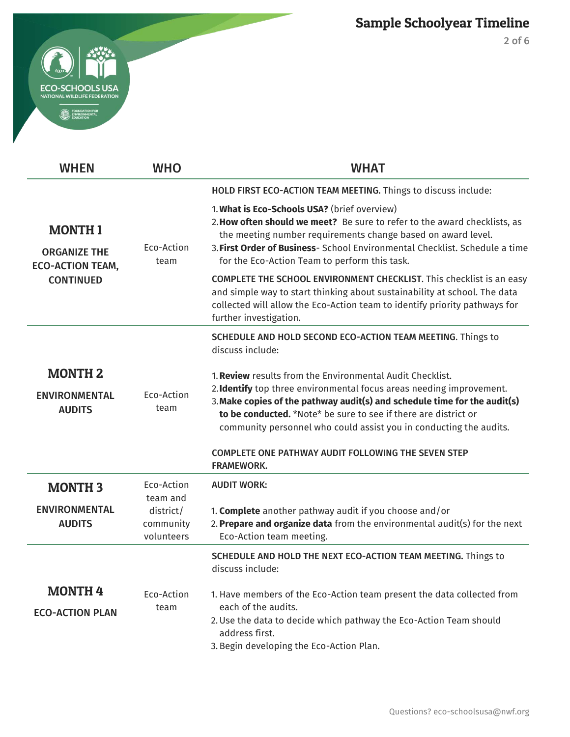## Sample Schoolyear Timeline

| WHEN | WHO | WHAT |
|---|---|---|
| **MONTH 1**<br>**ORGANIZE THE ECO-ACTION TEAM, CONTINUED** | Eco-Action team | **HOLD FIRST ECO-ACTION TEAM MEETING.** Things to discuss include:<br>1. **What is Eco-Schools USA?** (brief overview)<br>2. **How often should we meet?** Be sure to refer to the award checklists, as the meeting number requirements change based on award level.<br>3. **First Order of Business**- School Environmental Checklist. Schedule a time for the Eco-Action Team to perform this task.<br>**COMPLETE THE SCHOOL ENVIRONMENT CHECKLIST**. This checklist is an easy and simple way to start thinking about sustainability at school. The data collected will allow the Eco-Action team to identify priority pathways for further investigation. |
| **MONTH 2**<br>**ENVIRONMENTAL AUDITS** | Eco-Action team | **SCHEDULE AND HOLD SECOND ECO-ACTION TEAM MEETING**. Things to discuss include:<br>1. **Review** results from the Environmental Audit Checklist.<br>2. **Identify** top three environmental focus areas needing improvement.<br>3. **Make copies of the pathway audit(s) and schedule time for the audit(s) to be conducted.** *Note* be sure to see if there are district or community personnel who could assist you in conducting the audits.<br>**COMPLETE ONE PATHWAY AUDIT FOLLOWING THE SEVEN STEP FRAMEWORK.** |
| **MONTH 3**<br>**ENVIRONMENTAL AUDITS** | Eco-Action team and district/ community volunteers | **AUDIT WORK:**<br>1. **Complete** another pathway audit if you choose and/or<br>2. **Prepare and organize data** from the environmental audit(s) for the next Eco-Action team meeting. |
| **MONTH 4**<br>**ECO-ACTION PLAN** | Eco-Action team | **SCHEDULE AND HOLD THE NEXT ECO-ACTION TEAM MEETING.** Things to discuss include:<br>1. Have members of the Eco-Action team present the data collected from each of the audits.<br>2. Use the data to decide which pathway the Eco-Action Team should address first.<br>3. Begin developing the Eco-Action Plan. |

Questions? eco-schoolsusa@nwf.org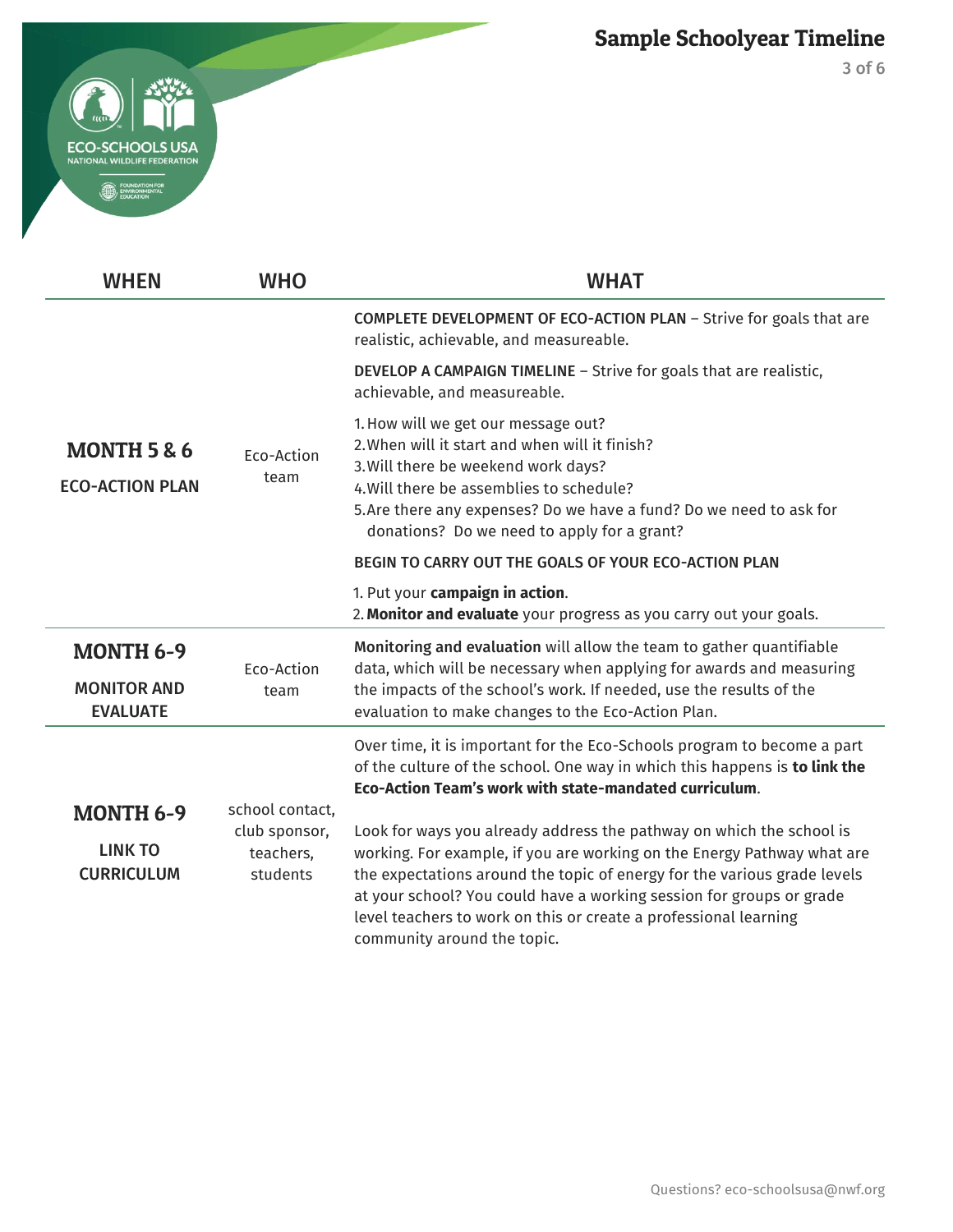# Sample Schoolyear Timeline

| WHEN | WHO | WHAT |
| --- | --- | --- |
| **MONTH 5 & 6**<br>**ECO-ACTION PLAN** | Eco-Action team | **COMPLETE DEVELOPMENT OF ECO-ACTION PLAN** – Strive for goals that are realistic, achievable, and measureable.<br><br>**DEVELOP A CAMPAIGN TIMELINE** – Strive for goals that are realistic, achievable, and measureable.<br><br>1. How will we get our message out?<br>2. When will it start and when will it finish?<br>3. Will there be weekend work days?<br>4. Will there be assemblies to schedule?<br>5. Are there any expenses? Do we have a fund? Do we need to ask for donations? Do we need to apply for a grant?<br><br>**BEGIN TO CARRY OUT THE GOALS OF YOUR ECO-ACTION PLAN**<br><br>1. Put your **campaign in action**.<br>2. **Monitor and evaluate** your progress as you carry out your goals. |
| **MONTH 6-9**<br>**MONITOR AND EVALUATE** | Eco-Action team | **Monitoring and evaluation** will allow the team to gather quantifiable data, which will be necessary when applying for awards and measuring the impacts of the school's work. If needed, use the results of the evaluation to make changes to the Eco-Action Plan. |
| **MONTH 6-9**<br>**LINK TO CURRICULUM** | school contact, club sponsor, teachers, students | Over time, it is important for the Eco-Schools program to become a part of the culture of the school. One way in which this happens is **to link the Eco-Action Team's work with state-mandated curriculum**.<br><br>Look for ways you already address the pathway on which the school is working. For example, if you are working on the Energy Pathway what are the expectations around the topic of energy for the various grade levels at your school? You could have a working session for groups or grade level teachers to work on this or create a professional learning community around the topic. |

Questions? eco-schoolsusa@nwf.org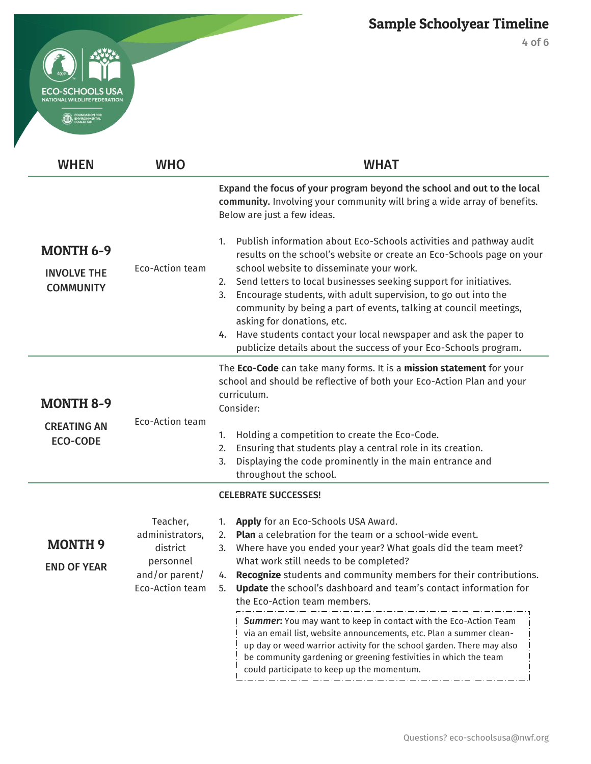# Sample Schoolyear Timeline

| WHEN | WHO | WHAT |
| --- | --- | --- |
| **MONTH 6-9** **INVOLVE THE COMMUNITY** | Eco-Action team | **Expand the focus of your program beyond the school and out to the local community.** Involving your community will bring a wide array of benefits. Below are just a few ideas.<br><br>1. Publish information about Eco-Schools activities and pathway audit results on the school's website or create an Eco-Schools page on your school website to disseminate your work.<br>2. Send letters to local businesses seeking support for initiatives.<br>3. Encourage students, with adult supervision, to go out into the community by being a part of events, talking at council meetings, asking for donations, etc.<br>4. Have students contact your local newspaper and ask the paper to publicize details about the success of your Eco-Schools program. |
| **MONTH 8-9** **CREATING AN ECO-CODE** | Eco-Action team | The **Eco-Code** can take many forms. It is a **mission statement** for your school and should be reflective of both your Eco-Action Plan and your curriculum.<br>Consider:<br><br>1. Holding a competition to create the Eco-Code.<br>2. Ensuring that students play a central role in its creation.<br>3. Displaying the code prominently in the main entrance and throughout the school. |
| **MONTH 9** **END OF YEAR** | Teacher, administrators, district personnel and/or parent/ Eco-Action team | **CELEBRATE SUCCESSES!**<br><br>1. **Apply** for an Eco-Schools USA Award.<br>2. **Plan** a celebration for the team or a school-wide event.<br>3. Where have you ended your year? What goals did the team meet? What work still needs to be completed?<br>4. **Recognize** students and community members for their contributions.<br>5. **Update** the school's dashboard and team's contact information for the Eco-Action team members.<br><br>***Summer*:** You may want to keep in contact with the Eco-Action Team via an email list, website announcements, etc. Plan a summer clean-up day or weed warrior activity for the school garden. There may also be community gardening or greening festivities in which the team could participate to keep up the momentum. |

Questions? eco-schoolsusa@nwf.org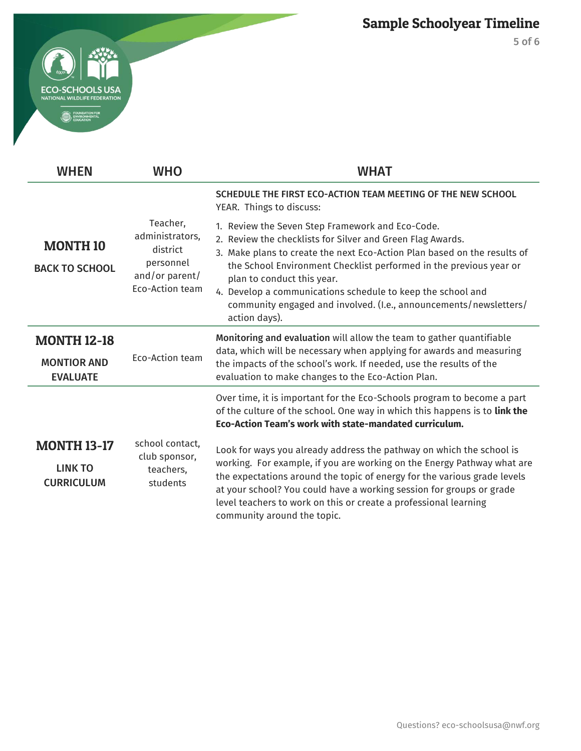## Sample Schoolyear Timeline

| WHEN | WHO | WHAT |
|---|---|---|
| **MONTH 10**<br>**BACK TO SCHOOL** | Teacher, administrators, district personnel and/or parent/ Eco-Action team | SCHEDULE THE FIRST ECO-ACTION TEAM MEETING OF THE NEW SCHOOL YEAR. Things to discuss:<br>1. Review the Seven Step Framework and Eco-Code.<br>2. Review the checklists for Silver and Green Flag Awards.<br>3. Make plans to create the next Eco-Action Plan based on the results of the School Environment Checklist performed in the previous year or plan to conduct this year.<br>4. Develop a communications schedule to keep the school and community engaged and involved. (I.e., announcements/newsletters/ action days). |
| **MONTH 12-18**<br>**MONTIOR AND EVALUATE** | Eco-Action team | **Monitoring and evaluation** will allow the team to gather quantifiable data, which will be necessary when applying for awards and measuring the impacts of the school's work. If needed, use the results of the evaluation to make changes to the Eco-Action Plan. |
| **MONTH 13-17**<br>**LINK TO CURRICULUM** | school contact, club sponsor, teachers, students | Over time, it is important for the Eco-Schools program to become a part of the culture of the school. One way in which this happens is to **link the Eco-Action Team's work with state-mandated curriculum.**<br><br>Look for ways you already address the pathway on which the school is working. For example, if you are working on the Energy Pathway what are the expectations around the topic of energy for the various grade levels at your school? You could have a working session for groups or grade level teachers to work on this or create a professional learning community around the topic. |

Questions? eco-schoolsusa@nwf.org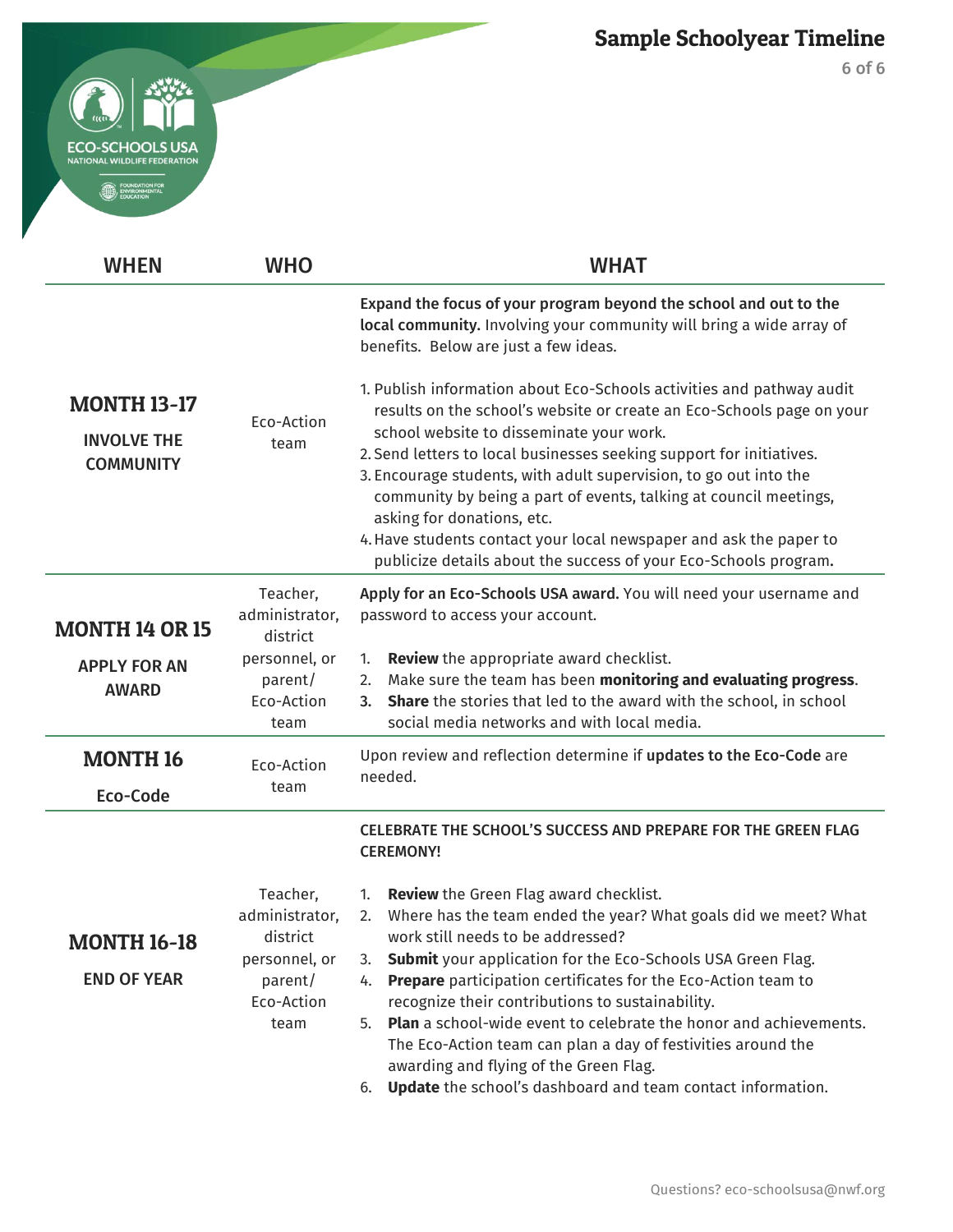# Sample Schoolyear Timeline

| WHEN | WHO | WHAT |
|---|---|---|
| **MONTH 13-17** INVOLVE THE COMMUNITY | Eco-Action team | **Expand the focus of your program beyond the school and out to the local community.** Involving your community will bring a wide array of benefits. Below are just a few ideas.<br><br>1. Publish information about Eco-Schools activities and pathway audit results on the school's website or create an Eco-Schools page on your school website to disseminate your work.<br>2. Send letters to local businesses seeking support for initiatives.<br>3. Encourage students, with adult supervision, to go out into the community by being a part of events, talking at council meetings, asking for donations, etc.<br>4. Have students contact your local newspaper and ask the paper to publicize details about the success of your Eco-Schools program. |
| **MONTH 14 OR 15** APPLY FOR AN AWARD | Teacher, administrator, district personnel, or parent/ Eco-Action team | **Apply for an Eco-Schools USA award.** You will need your username and password to access your account.<br><br>1. **Review** the appropriate award checklist.<br>2. Make sure the team has been **monitoring and evaluating progress**.<br>3. **Share** the stories that led to the award with the school, in school social media networks and with local media. |
| **MONTH 16** Eco-Code | Eco-Action team | Upon review and reflection determine if **updates to the Eco-Code** are needed. |
| **MONTH 16-18** END OF YEAR | Teacher, administrator, district personnel, or parent/ Eco-Action team | **CELEBRATE THE SCHOOL'S SUCCESS AND PREPARE FOR THE GREEN FLAG CEREMONY!**<br><br>1. **Review** the Green Flag award checklist.<br>2. Where has the team ended the year? What goals did we meet? What work still needs to be addressed?<br>3. **Submit** your application for the Eco-Schools USA Green Flag.<br>4. **Prepare** participation certificates for the Eco-Action team to recognize their contributions to sustainability.<br>5. **Plan** a school-wide event to celebrate the honor and achievements. The Eco-Action team can plan a day of festivities around the awarding and flying of the Green Flag.<br>6. **Update** the school's dashboard and team contact information. |

Questions? eco-schoolsusa@nwf.org